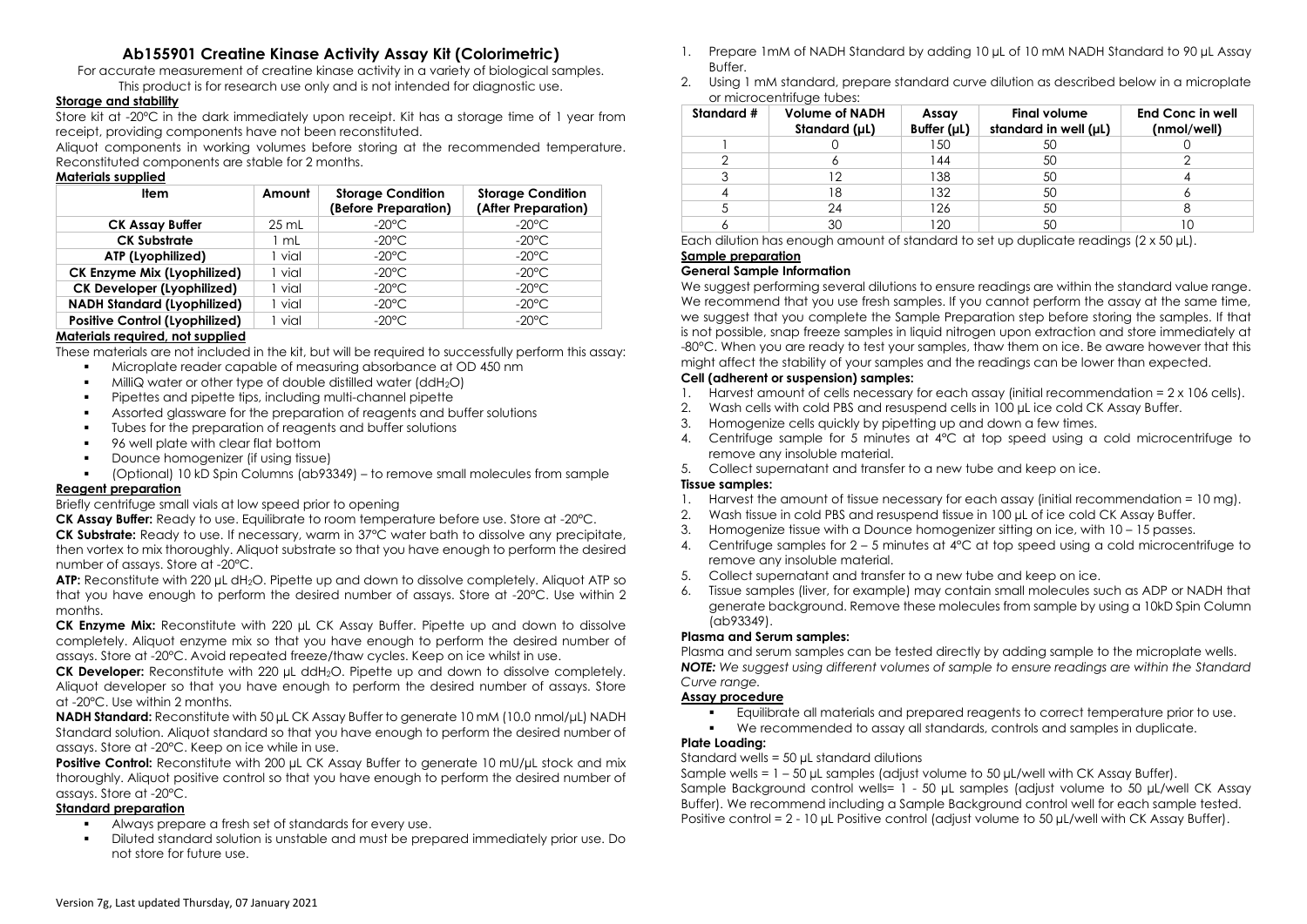# Ab155901 Creatine Kinase Activity Assay Kit (Colorimetric)

For accurate measurement of creatine kinase activity in a variety of biological samples.
This product is for research use only and is not intended for diagnostic use.

## Storage and stability

Store kit at -20°C in the dark immediately upon receipt. Kit has a storage time of 1 year from receipt, providing components have not been reconstituted.

Aliquot components in working volumes before storing at the recommended temperature. Reconstituted components are stable for 2 months.

## Materials supplied

| Item | Amount | Storage Condition (Before Preparation) | Storage Condition (After Preparation) |
|---|---|---|---|
| **CK Assay Buffer** | 25 mL | -20°C | -20°C |
| **CK Substrate** | 1 mL | -20°C | -20°C |
| **ATP (Lyophilized)** | 1 vial | -20°C | -20°C |
| **CK Enzyme Mix (Lyophilized)** | 1 vial | -20°C | -20°C |
| **CK Developer (Lyophilized)** | 1 vial | -20°C | -20°C |
| **NADH Standard (Lyophilized)** | 1 vial | -20°C | -20°C |
| **Positive Control (Lyophilized)** | 1 vial | -20°C | -20°C |

## Materials required, not supplied

These materials are not included in the kit, but will be required to successfully perform this assay:

- Microplate reader capable of measuring absorbance at OD 450 nm
- MilliQ water or other type of double distilled water ($ddH_2O$)
- Pipettes and pipette tips, including multi-channel pipette
- Assorted glassware for the preparation of reagents and buffer solutions
- Tubes for the preparation of reagents and buffer solutions
- 96 well plate with clear flat bottom
- Dounce homogenizer (if using tissue)
- (Optional) 10 kD Spin Columns (ab93349) – to remove small molecules from sample

## Reagent preparation

Briefly centrifuge small vials at low speed prior to opening

**CK Assay Buffer:** Ready to use. Equilibrate to room temperature before use. Store at -20°C.

**CK Substrate:** Ready to use. If necessary, warm in 37°C water bath to dissolve any precipitate, then vortex to mix thoroughly. Aliquot substrate so that you have enough to perform the desired number of assays. Store at -20°C.

**ATP:** Reconstitute with 220 µL $dH_2O$. Pipette up and down to dissolve completely. Aliquot ATP so that you have enough to perform the desired number of assays. Store at -20°C. Use within 2 months.

**CK Enzyme Mix:** Reconstitute with 220 µL CK Assay Buffer. Pipette up and down to dissolve completely. Aliquot enzyme mix so that you have enough to perform the desired number of assays. Store at -20°C. Avoid repeated freeze/thaw cycles. Keep on ice whilst in use.

**CK Developer:** Reconstitute with 220 µL $ddH_2O$. Pipette up and down to dissolve completely. Aliquot developer so that you have enough to perform the desired number of assays. Store at -20°C. Use within 2 months.

**NADH Standard:** Reconstitute with 50 µL CK Assay Buffer to generate 10 mM (10.0 nmol/µL) NADH Standard solution. Aliquot standard so that you have enough to perform the desired number of assays. Store at -20°C. Keep on ice while in use.

**Positive Control:** Reconstitute with 200 µL CK Assay Buffer to generate 10 mU/µL stock and mix thoroughly. Aliquot positive control so that you have enough to perform the desired number of assays. Store at -20°C.

## Standard preparation

- Always prepare a fresh set of standards for every use.
- Diluted standard solution is unstable and must be prepared immediately prior use. Do not store for future use.

1. Prepare 1mM of NADH Standard by adding 10 µL of 10 mM NADH Standard to 90 µL Assay Buffer.
2. Using 1 mM standard, prepare standard curve dilution as described below in a microplate or microcentrifuge tubes:

| Standard # | Volume of NADH Standard (µL) | Assay Buffer (µL) | Final volume standard in well (µL) | End Conc in well (nmol/well) |
|---|---|---|---|---|
| 1 | 0 | 150 | 50 | 0 |
| 2 | 6 | 144 | 50 | 2 |
| 3 | 12 | 138 | 50 | 4 |
| 4 | 18 | 132 | 50 | 6 |
| 5 | 24 | 126 | 50 | 8 |
| 6 | 30 | 120 | 50 | 10 |

Each dilution has enough amount of standard to set up duplicate readings (2 x 50 µL).

## Sample preparation

### General Sample Information

We suggest performing several dilutions to ensure readings are within the standard value range. We recommend that you use fresh samples. If you cannot perform the assay at the same time, we suggest that you complete the Sample Preparation step before storing the samples. If that is not possible, snap freeze samples in liquid nitrogen upon extraction and store immediately at -80°C. When you are ready to test your samples, thaw them on ice. Be aware however that this might affect the stability of your samples and the readings can be lower than expected.

### Cell (adherent or suspension) samples:

1. Harvest amount of cells necessary for each assay (initial recommendation = 2 x 106 cells).
2. Wash cells with cold PBS and resuspend cells in 100 µL ice cold CK Assay Buffer.
3. Homogenize cells quickly by pipetting up and down a few times.
4. Centrifuge sample for 5 minutes at 4°C at top speed using a cold microcentrifuge to remove any insoluble material.
5. Collect supernatant and transfer to a new tube and keep on ice.

### Tissue samples:

1. Harvest the amount of tissue necessary for each assay (initial recommendation = 10 mg).
2. Wash tissue in cold PBS and resuspend tissue in 100 µL of ice cold CK Assay Buffer.
3. Homogenize tissue with a Dounce homogenizer sitting on ice, with 10 – 15 passes.
4. Centrifuge samples for 2 – 5 minutes at 4°C at top speed using a cold microcentrifuge to remove any insoluble material.
5. Collect supernatant and transfer to a new tube and keep on ice.
6. Tissue samples (liver, for example) may contain small molecules such as ADP or NADH that generate background. Remove these molecules from sample by using a 10kD Spin Column (ab93349).

### Plasma and Serum samples:

Plasma and serum samples can be tested directly by adding sample to the microplate wells.

***NOTE:** We suggest using different volumes of sample to ensure readings are within the Standard Curve range.*

## Assay procedure

- Equilibrate all materials and prepared reagents to correct temperature prior to use.
- We recommended to assay all standards, controls and samples in duplicate.

### Plate Loading:

Standard wells = 50 µL standard dilutions

Sample wells = 1 – 50 µL samples (adjust volume to 50 µL/well with CK Assay Buffer).

Sample Background control wells= 1 - 50 µL samples (adjust volume to 50 µL/well CK Assay Buffer). We recommend including a Sample Background control well for each sample tested.

Positive control = 2 - 10 µL Positive control (adjust volume to 50 µL/well with CK Assay Buffer).

Version 7g, Last updated Thursday, 07 January 2021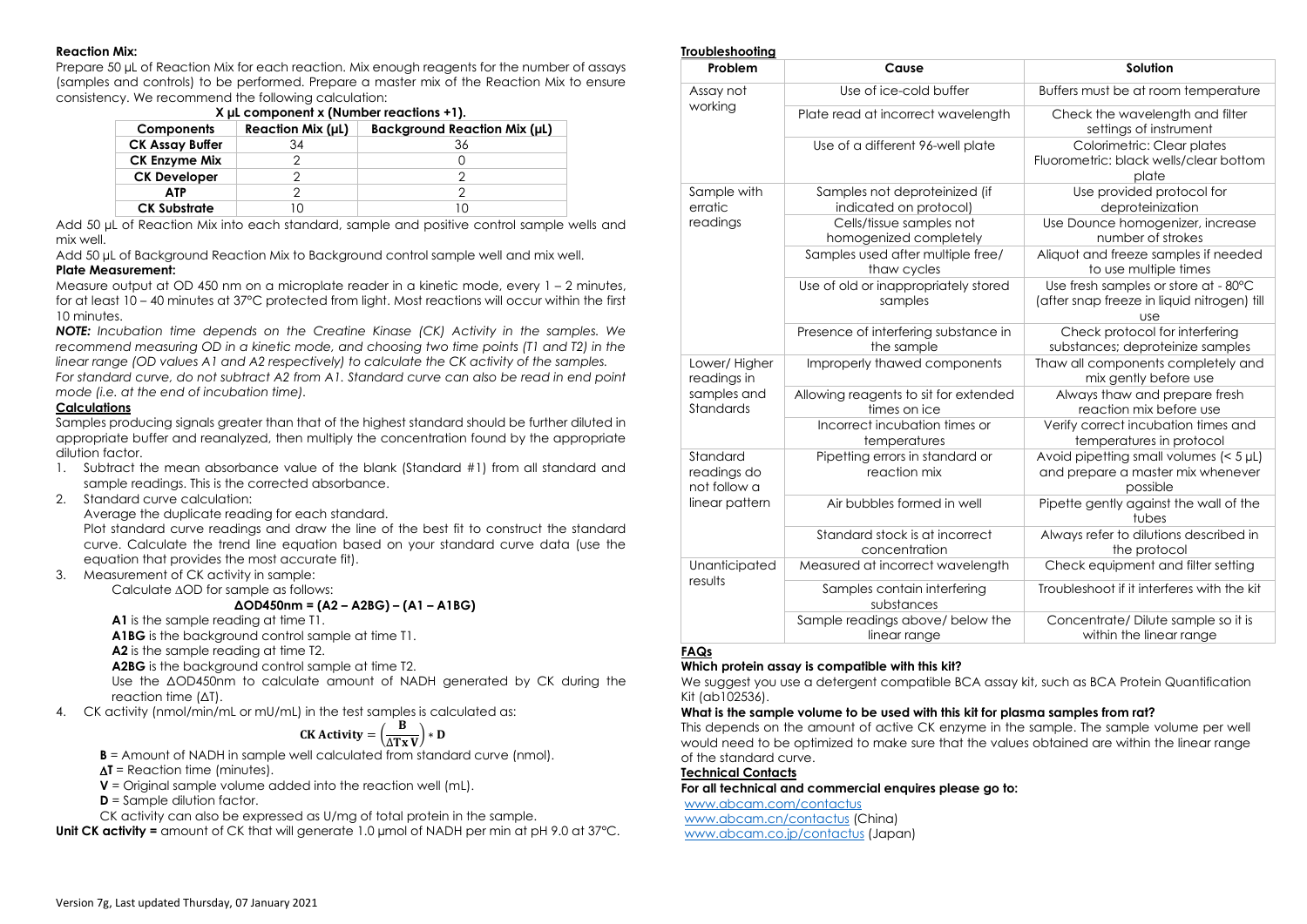**Reaction Mix:**

Prepare 50 µL of Reaction Mix for each reaction. Mix enough reagents for the number of assays (samples and controls) to be performed. Prepare a master mix of the Reaction Mix to ensure consistency. We recommend the following calculation:

**X µL component x (Number reactions +1).**

| Components | Reaction Mix (µL) | Background Reaction Mix (µL) |
|---|---|---|
| **CK Assay Buffer** | 34 | 36 |
| **CK Enzyme Mix** | 2 | 0 |
| **CK Developer** | 2 | 2 |
| **ATP** | 2 | 2 |
| **CK Substrate** | 10 | 10 |

Add 50 µL of Reaction Mix into each standard, sample and positive control sample wells and mix well.

Add 50 µL of Background Reaction Mix to Background control sample well and mix well.

**Plate Measurement:**

Measure output at OD 450 nm on a microplate reader in a kinetic mode, every 1 – 2 minutes, for at least 10 – 40 minutes at 37°C protected from light. Most reactions will occur within the first 10 minutes.

***NOTE:*** *Incubation time depends on the Creatine Kinase (CK) Activity in the samples. We recommend measuring OD in a kinetic mode, and choosing two time points (T1 and T2) in the linear range (OD values A1 and A2 respectively) to calculate the CK activity of the samples. For standard curve, do not subtract A2 from A1. Standard curve can also be read in end point mode (i.e. at the end of incubation time).*

## Calculations

Samples producing signals greater than that of the highest standard should be further diluted in appropriate buffer and reanalyzed, then multiply the concentration found by the appropriate dilution factor.

1. Subtract the mean absorbance value of the blank (Standard #1) from all standard and sample readings. This is the corrected absorbance.
2. Standard curve calculation:
   Average the duplicate reading for each standard.
   Plot standard curve readings and draw the line of the best fit to construct the standard curve. Calculate the trend line equation based on your standard curve data (use the equation that provides the most accurate fit).
3. Measurement of CK activity in sample:
   Calculate ΔOD for sample as follows:

   $$\Delta OD450nm = (A2 - A2BG) - (A1 - A1BG)$$

   **A1** is the sample reading at time T1.
   **A1BG** is the background control sample at time T1.
   **A2** is the sample reading at time T2.
   **A2BG** is the background control sample at time T2.
   Use the ΔOD450nm to calculate amount of NADH generated by CK during the reaction time (ΔT).
4. CK activity (nmol/min/mL or mU/mL) in the test samples is calculated as:

   $$\textbf{CK Activity} = \left(\frac{\mathbf{B}}{\mathbf{\Delta T \times V}}\right) * \mathbf{D}$$

   **B** = Amount of NADH in sample well calculated from standard curve (nmol).
   **ΔT** = Reaction time (minutes).
   **V** = Original sample volume added into the reaction well (mL).
   **D** = Sample dilution factor.
   CK activity can also be expressed as U/mg of total protein in the sample.

**Unit CK activity =** amount of CK that will generate 1.0 µmol of NADH per min at pH 9.0 at 37°C.

## Troubleshooting

| Problem | Cause | Solution |
|---|---|---|
| Assay not working | Use of ice-cold buffer | Buffers must be at room temperature |
| | Plate read at incorrect wavelength | Check the wavelength and filter settings of instrument |
| | Use of a different 96-well plate | Colorimetric: Clear plates Fluorometric: black wells/clear bottom plate |
| Sample with erratic readings | Samples not deproteinized (if indicated on protocol) | Use provided protocol for deproteinization |
| | Cells/tissue samples not homogenized completely | Use Dounce homogenizer, increase number of strokes |
| | Samples used after multiple free/ thaw cycles | Aliquot and freeze samples if needed to use multiple times |
| | Use of old or inappropriately stored samples | Use fresh samples or store at - 80°C (after snap freeze in liquid nitrogen) till use |
| | Presence of interfering substance in the sample | Check protocol for interfering substances; deproteinize samples |
| Lower/ Higher readings in samples and Standards | Improperly thawed components | Thaw all components completely and mix gently before use |
| | Allowing reagents to sit for extended times on ice | Always thaw and prepare fresh reaction mix before use |
| | Incorrect incubation times or temperatures | Verify correct incubation times and temperatures in protocol |
| Standard readings do not follow a linear pattern | Pipetting errors in standard or reaction mix | Avoid pipetting small volumes (< 5 µL) and prepare a master mix whenever possible |
| | Air bubbles formed in well | Pipette gently against the wall of the tubes |
| | Standard stock is at incorrect concentration | Always refer to dilutions described in the protocol |
| Unanticipated results | Measured at incorrect wavelength | Check equipment and filter setting |
| | Samples contain interfering substances | Troubleshoot if it interferes with the kit |
| | Sample readings above/ below the linear range | Concentrate/ Dilute sample so it is within the linear range |

## FAQs

**Which protein assay is compatible with this kit?**

We suggest you use a detergent compatible BCA assay kit, such as BCA Protein Quantification Kit (ab102536).

**What is the sample volume to be used with this kit for plasma samples from rat?**

This depends on the amount of active CK enzyme in the sample. The sample volume per well would need to be optimized to make sure that the values obtained are within the linear range of the standard curve.

## Technical Contacts

**For all technical and commercial enquires please go to:**

www.abcam.com/contactus
www.abcam.cn/contactus (China)
www.abcam.co.jp/contactus (Japan)

Version 7g, Last updated Thursday, 07 January 2021